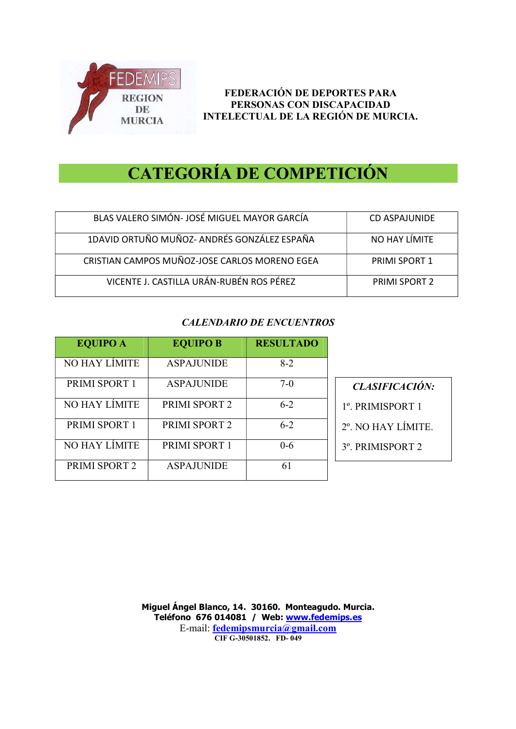FEDEMIPS REGION DE MURCIA

**FEDERACIÓN DE DEPORTES PARA PERSONAS CON DISCAPACIDAD INTELECTUAL DE LA REGIÓN DE MURCIA.**

# CATEGORÍA DE COMPETICIÓN

| | |
|---|---|
| BLAS VALERO SIMÓN- JOSÉ MIGUEL MAYOR GARCÍA | CD ASPAJUNIDE |
| 1DAVID ORTUÑO MUÑOZ- ANDRÉS GONZÁLEZ ESPAÑA | NO HAY LÍMITE |
| CRISTIAN CAMPOS MUÑOZ-JOSE CARLOS MORENO EGEA | PRIMI SPORT 1 |
| VICENTE J. CASTILLA URÁN-RUBÉN ROS PÉREZ | PRIMI SPORT 2 |

***CALENDARIO DE ENCUENTROS***

| EQUIPO A | EQUIPO B | RESULTADO |
|---|---|---|
| NO HAY LÍMITE | ASPAJUNIDE | 8-2 |
| PRIMI SPORT 1 | ASPAJUNIDE | 7-0 |
| NO HAY LÍMITE | PRIMI SPORT 2 | 6-2 |
| PRIMI SPORT 1 | PRIMI SPORT 2 | 6-2 |
| NO HAY LÍMITE | PRIMI SPORT 1 | 0-6 |
| PRIMI SPORT 2 | ASPAJUNIDE | 61 |

***CLASIFICACIÓN:***

1º. PRIMISPORT 1

2º. NO HAY LÍMITE.

3º. PRIMISPORT 2

**Miguel Ángel Blanco, 14. 30160. Monteagudo. Murcia.**
**Teléfono 676 014081 / Web: www.fedemips.es**
E-mail: fedemipsmurcia@gmail.com
**CIF G-30501852. FD- 049**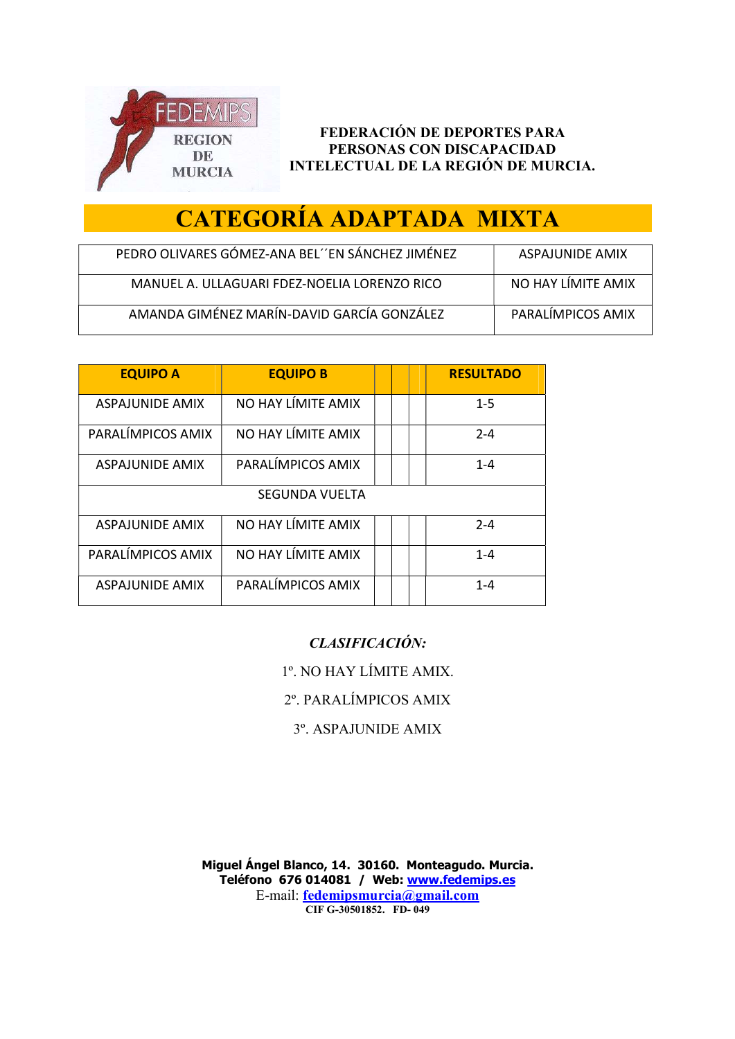FEDERACIÓN DE DEPORTES PARA PERSONAS CON DISCAPACIDAD INTELECTUAL DE LA REGIÓN DE MURCIA.

# CATEGORÍA ADAPTADA MIXTA

| | |
|---|---|
| PEDRO OLIVARES GÓMEZ-ANA BEL´´EN SÁNCHEZ JIMÉNEZ | ASPAJUNIDE AMIX |
| MANUEL A. ULLAGUARI FDEZ-NOELIA LORENZO RICO | NO HAY LÍMITE AMIX |
| AMANDA GIMÉNEZ MARÍN-DAVID GARCÍA GONZÁLEZ | PARALÍMPICOS AMIX |

| EQUIPO A | EQUIPO B | | | | RESULTADO |
|---|---|---|---|---|---|
| ASPAJUNIDE AMIX | NO HAY LÍMITE AMIX | | | | 1-5 |
| PARALÍMPICOS AMIX | NO HAY LÍMITE AMIX | | | | 2-4 |
| ASPAJUNIDE AMIX | PARALÍMPICOS AMIX | | | | 1-4 |
| SEGUNDA VUELTA | | | | | |
| ASPAJUNIDE AMIX | NO HAY LÍMITE AMIX | | | | 2-4 |
| PARALÍMPICOS AMIX | NO HAY LÍMITE AMIX | | | | 1-4 |
| ASPAJUNIDE AMIX | PARALÍMPICOS AMIX | | | | 1-4 |

***CLASIFICACIÓN:***

1º. NO HAY LÍMITE AMIX.

2º. PARALÍMPICOS AMIX

3º. ASPAJUNIDE AMIX

**Miguel Ángel Blanco, 14. 30160. Monteagudo. Murcia.**
**Teléfono 676 014081 / Web: www.fedemips.es**
E-mail: **fedemipsmurcia@gmail.com**
**CIF G-30501852. FD- 049**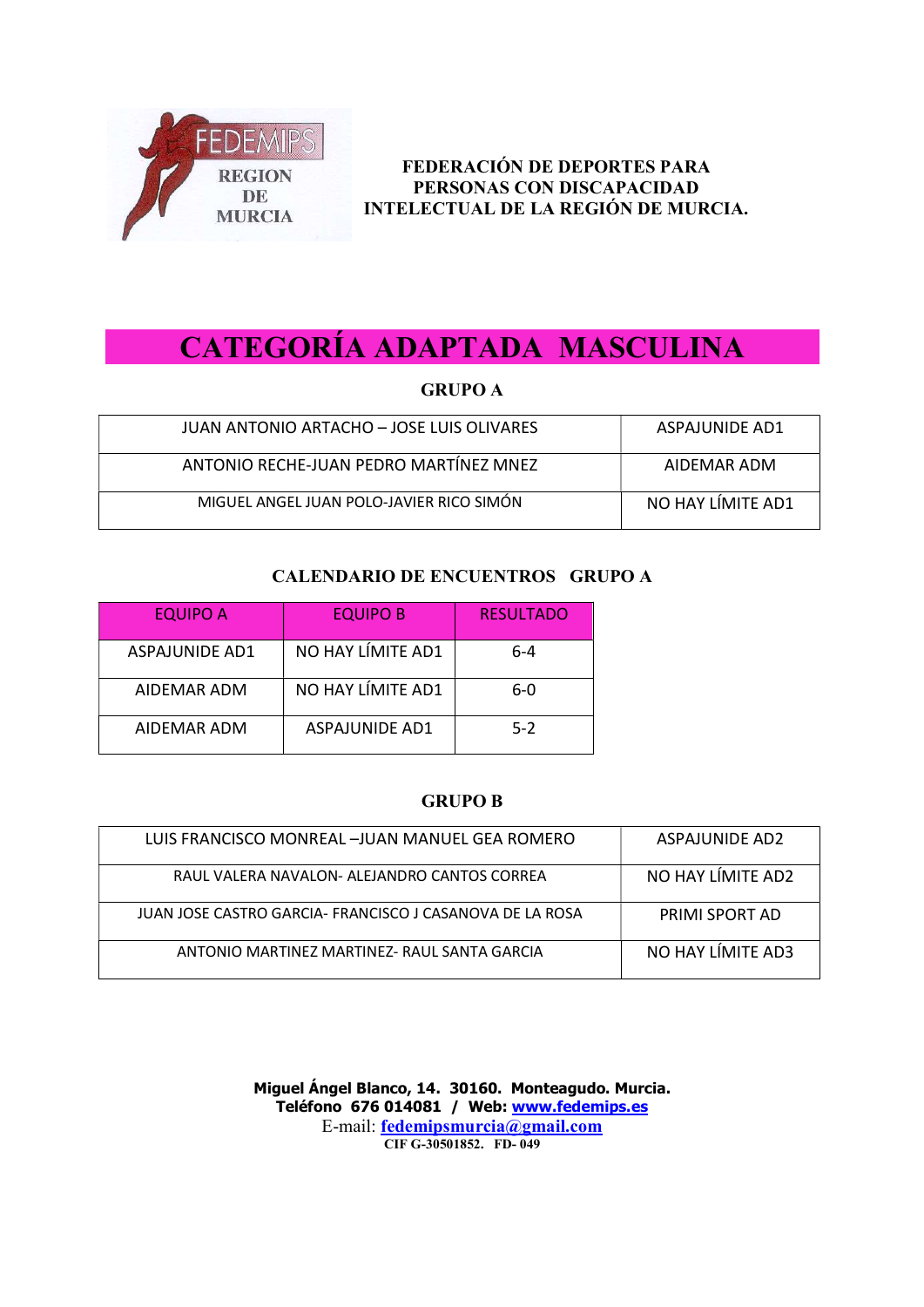**FEDERACIÓN DE DEPORTES PARA PERSONAS CON DISCAPACIDAD INTELECTUAL DE LA REGIÓN DE MURCIA.**

# CATEGORÍA ADAPTADA MASCULINA

### GRUPO A

| | |
|---|---|
| JUAN ANTONIO ARTACHO – JOSE LUIS OLIVARES | ASPAJUNIDE AD1 |
| ANTONIO RECHE-JUAN PEDRO MARTÍNEZ MNEZ | AIDEMAR ADM |
| MIGUEL ANGEL JUAN POLO-JAVIER RICO SIMÓN | NO HAY LÍMITE AD1 |

### CALENDARIO DE ENCUENTROS GRUPO A

| EQUIPO A | EQUIPO B | RESULTADO |
|---|---|---|
| ASPAJUNIDE AD1 | NO HAY LÍMITE AD1 | 6-4 |
| AIDEMAR ADM | NO HAY LÍMITE AD1 | 6-0 |
| AIDEMAR ADM | ASPAJUNIDE AD1 | 5-2 |

### GRUPO B

| | |
|---|---|
| LUIS FRANCISCO MONREAL –JUAN MANUEL GEA ROMERO | ASPAJUNIDE AD2 |
| RAUL VALERA NAVALON- ALEJANDRO CANTOS CORREA | NO HAY LÍMITE AD2 |
| JUAN JOSE CASTRO GARCIA- FRANCISCO J CASANOVA DE LA ROSA | PRIMI SPORT AD |
| ANTONIO MARTINEZ MARTINEZ- RAUL SANTA GARCIA | NO HAY LÍMITE AD3 |

**Miguel Ángel Blanco, 14. 30160. Monteagudo. Murcia.**
**Teléfono 676 014081 / Web: www.fedemips.es**
E-mail: fedemipsmurcia@gmail.com
**CIF G-30501852. FD- 049**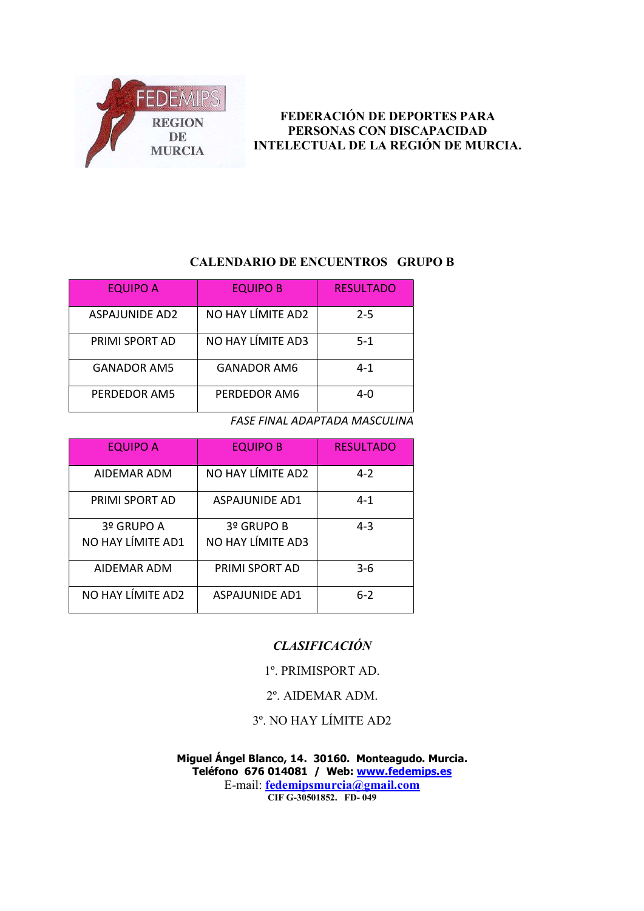FEDEMIPS REGION DE MURCIA

**FEDERACIÓN DE DEPORTES PARA PERSONAS CON DISCAPACIDAD INTELECTUAL DE LA REGIÓN DE MURCIA.**

## CALENDARIO DE ENCUENTROS GRUPO B

| EQUIPO A | EQUIPO B | RESULTADO |
|---|---|---|
| ASPAJUNIDE AD2 | NO HAY LÍMITE AD2 | 2-5 |
| PRIMI SPORT AD | NO HAY LÍMITE AD3 | 5-1 |
| GANADOR AM5 | GANADOR AM6 | 4-1 |
| PERDEDOR AM5 | PERDEDOR AM6 | 4-0 |

*FASE FINAL ADAPTADA MASCULINA*

| EQUIPO A | EQUIPO B | RESULTADO |
|---|---|---|
| AIDEMAR ADM | NO HAY LÍMITE AD2 | 4-2 |
| PRIMI SPORT AD | ASPAJUNIDE AD1 | 4-1 |
| 3º GRUPO A NO HAY LÍMITE AD1 | 3º GRUPO B NO HAY LÍMITE AD3 | 4-3 |
| AIDEMAR ADM | PRIMI SPORT AD | 3-6 |
| NO HAY LÍMITE AD2 | ASPAJUNIDE AD1 | 6-2 |

***CLASIFICACIÓN***

1º. PRIMISPORT AD.

2º. AIDEMAR ADM.

3º. NO HAY LÍMITE AD2

**Miguel Ángel Blanco, 14. 30160. Monteagudo. Murcia.**
**Teléfono 676 014081 / Web: www.fedemips.es**
E-mail: **fedemipsmurcia@gmail.com**
**CIF G-30501852. FD- 049**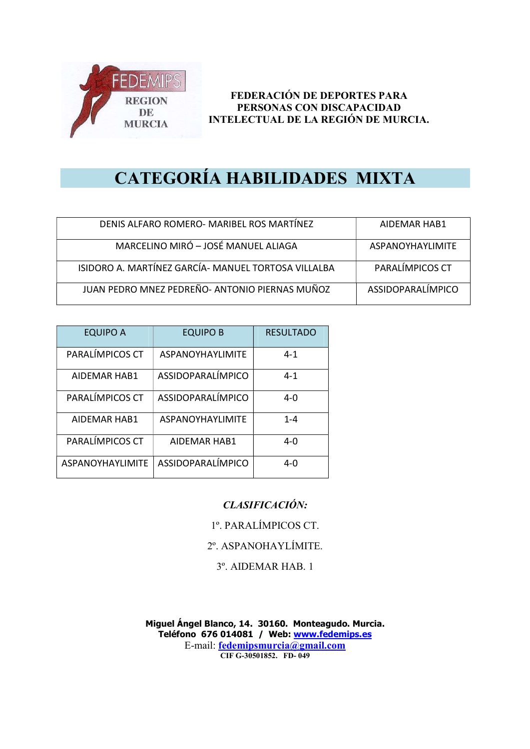FEDEMIPS REGION DE MURCIA

**FEDERACIÓN DE DEPORTES PARA PERSONAS CON DISCAPACIDAD INTELECTUAL DE LA REGIÓN DE MURCIA.**

# CATEGORÍA HABILIDADES MIXTA

| | |
|---|---|
| DENIS ALFARO ROMERO- MARIBEL ROS MARTÍNEZ | AIDEMAR HAB1 |
| MARCELINO MIRÓ – JOSÉ MANUEL ALIAGA | ASPANOYHAYLIMITE |
| ISIDORO A. MARTÍNEZ GARCÍA- MANUEL TORTOSA VILLALBA | PARALÍMPICOS CT |
| JUAN PEDRO MNEZ PEDREÑO- ANTONIO PIERNAS MUÑOZ | ASSIDOPARALÍMPICO |

| EQUIPO A | EQUIPO B | RESULTADO |
|---|---|---|
| PARALÍMPICOS CT | ASPANOYHAYLIMITE | 4-1 |
| AIDEMAR HAB1 | ASSIDOPARALÍMPICO | 4-1 |
| PARALÍMPICOS CT | ASSIDOPARALÍMPICO | 4-0 |
| AIDEMAR HAB1 | ASPANOYHAYLIMITE | 1-4 |
| PARALÍMPICOS CT | AIDEMAR HAB1 | 4-0 |
| ASPANOYHAYLIMITE | ASSIDOPARALÍMPICO | 4-0 |

***CLASIFICACIÓN:***

1º. PARALÍMPICOS CT.

2º. ASPANOHAYLÍMITE.

3º. AIDEMAR HAB. 1

**Miguel Ángel Blanco, 14. 30160. Monteagudo. Murcia.**
**Teléfono 676 014081 / Web: www.fedemips.es**
E-mail: **fedemipsmurcia@gmail.com**
**CIF G-30501852. FD- 049**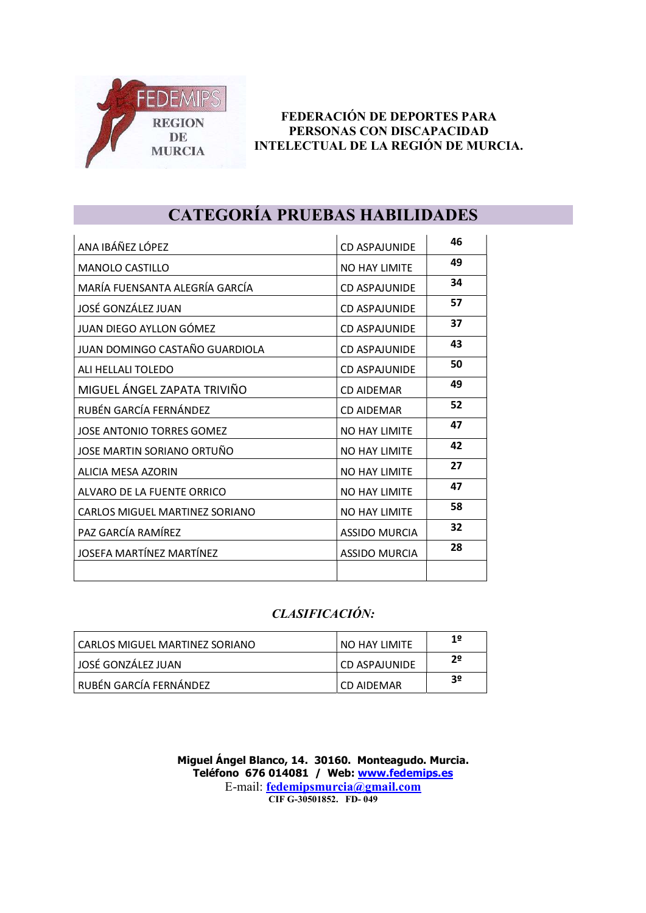FEDEMIPS REGION DE MURCIA

**FEDERACIÓN DE DEPORTES PARA PERSONAS CON DISCAPACIDAD INTELECTUAL DE LA REGIÓN DE MURCIA.**

# CATEGORÍA PRUEBAS HABILIDADES

| | | |
|---|---|---|
| ANA IBÁÑEZ LÓPEZ | CD ASPAJUNIDE | 46 |
| MANOLO CASTILLO | NO HAY LIMITE | 49 |
| MARÍA FUENSANTA ALEGRÍA GARCÍA | CD ASPAJUNIDE | 34 |
| JOSÉ GONZÁLEZ JUAN | CD ASPAJUNIDE | 57 |
| JUAN DIEGO AYLLON GÓMEZ | CD ASPAJUNIDE | 37 |
| JUAN DOMINGO CASTAÑO GUARDIOLA | CD ASPAJUNIDE | 43 |
| ALI HELLALI TOLEDO | CD ASPAJUNIDE | 50 |
| MIGUEL ÁNGEL ZAPATA TRIVIÑO | CD AIDEMAR | 49 |
| RUBÉN GARCÍA FERNÁNDEZ | CD AIDEMAR | 52 |
| JOSE ANTONIO TORRES GOMEZ | NO HAY LIMITE | 47 |
| JOSE MARTIN SORIANO ORTUÑO | NO HAY LIMITE | 42 |
| ALICIA MESA AZORIN | NO HAY LIMITE | 27 |
| ALVARO DE LA FUENTE ORRICO | NO HAY LIMITE | 47 |
| CARLOS MIGUEL MARTINEZ SORIANO | NO HAY LIMITE | 58 |
| PAZ GARCÍA RAMÍREZ | ASSIDO MURCIA | 32 |
| JOSEFA MARTÍNEZ MARTÍNEZ | ASSIDO MURCIA | 28 |
| | | |

### *CLASIFICACIÓN:*

| | | |
|---|---|---|
| CARLOS MIGUEL MARTINEZ SORIANO | NO HAY LIMITE | 1º |
| JOSÉ GONZÁLEZ JUAN | CD ASPAJUNIDE | 2º |
| RUBÉN GARCÍA FERNÁNDEZ | CD AIDEMAR | 3º |

**Miguel Ángel Blanco, 14. 30160. Monteagudo. Murcia.**
**Teléfono 676 014081 / Web: www.fedemips.es**
E-mail: **fedemipsmurcia@gmail.com**
**CIF G-30501852. FD- 049**